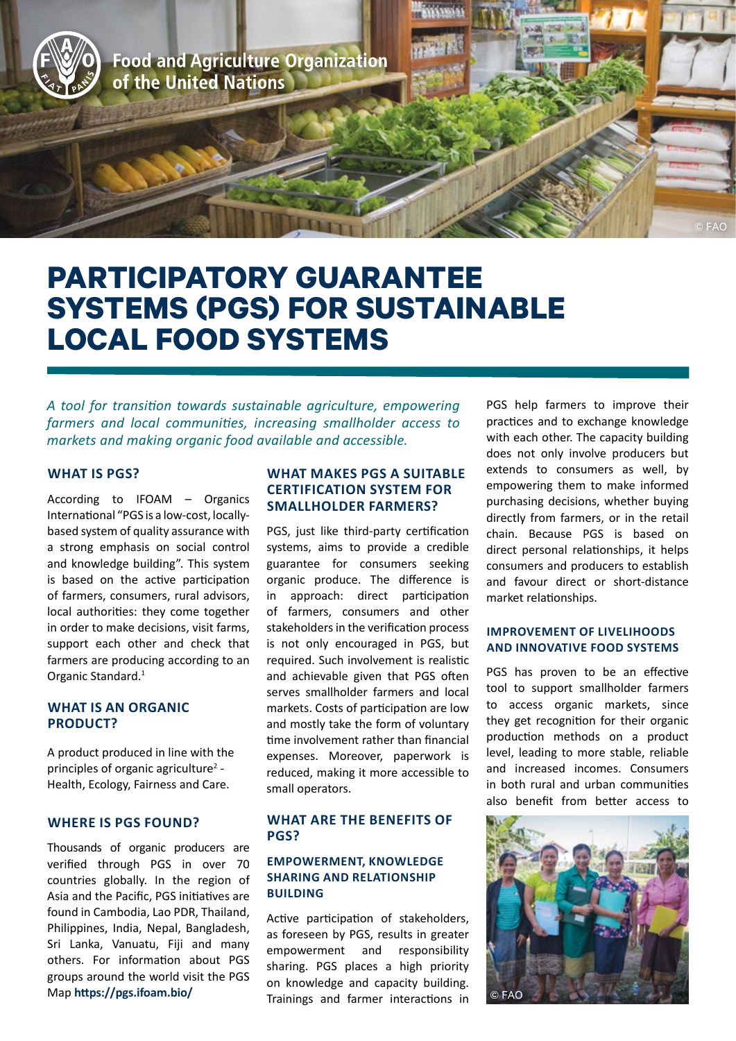Food and Agriculture Organization of the United Nations

# PARTICIPATORY GUARANTEE SYSTEMS (PGS) FOR SUSTAINABLE LOCAL FOOD SYSTEMS

*A tool for transition towards sustainable agriculture, empowering farmers and local communities, increasing smallholder access to markets and making organic food available and accessible.*

## WHAT IS PGS?

According to IFOAM – Organics International "PGS is a low-cost, locally-based system of quality assurance with a strong emphasis on social control and knowledge building". This system is based on the active participation of farmers, consumers, rural advisors, local authorities: they come together in order to make decisions, visit farms, support each other and check that farmers are producing according to an Organic Standard.[1]

## WHAT IS AN ORGANIC PRODUCT?

A product produced in line with the principles of organic agriculture[2] - Health, Ecology, Fairness and Care.

## WHERE IS PGS FOUND?

Thousands of organic producers are verified through PGS in over 70 countries globally. In the region of Asia and the Pacific, PGS initiatives are found in Cambodia, Lao PDR, Thailand, Philippines, India, Nepal, Bangladesh, Sri Lanka, Vanuatu, Fiji and many others. For information about PGS groups around the world visit the PGS Map **https://pgs.ifoam.bio/**

## WHAT MAKES PGS A SUITABLE CERTIFICATION SYSTEM FOR SMALLHOLDER FARMERS?

PGS, just like third-party certification systems, aims to provide a credible guarantee for consumers seeking organic produce. The difference is in approach: direct participation of farmers, consumers and other stakeholders in the verification process is not only encouraged in PGS, but required. Such involvement is realistic and achievable given that PGS often serves smallholder farmers and local markets. Costs of participation are low and mostly take the form of voluntary time involvement rather than financial expenses. Moreover, paperwork is reduced, making it more accessible to small operators.

## WHAT ARE THE BENEFITS OF PGS?

### EMPOWERMENT, KNOWLEDGE SHARING AND RELATIONSHIP BUILDING

Active participation of stakeholders, as foreseen by PGS, results in greater empowerment and responsibility sharing. PGS places a high priority on knowledge and capacity building. Trainings and farmer interactions in PGS help farmers to improve their practices and to exchange knowledge with each other. The capacity building does not only involve producers but extends to consumers as well, by empowering them to make informed purchasing decisions, whether buying directly from farmers, or in the retail chain. Because PGS is based on direct personal relationships, it helps consumers and producers to establish and favour direct or short-distance market relationships.

### IMPROVEMENT OF LIVELIHOODS AND INNOVATIVE FOOD SYSTEMS

PGS has proven to be an effective tool to support smallholder farmers to access organic markets, since they get recognition for their organic production methods on a product level, leading to more stable, reliable and increased incomes. Consumers in both rural and urban communities also benefit from better access to

© FAO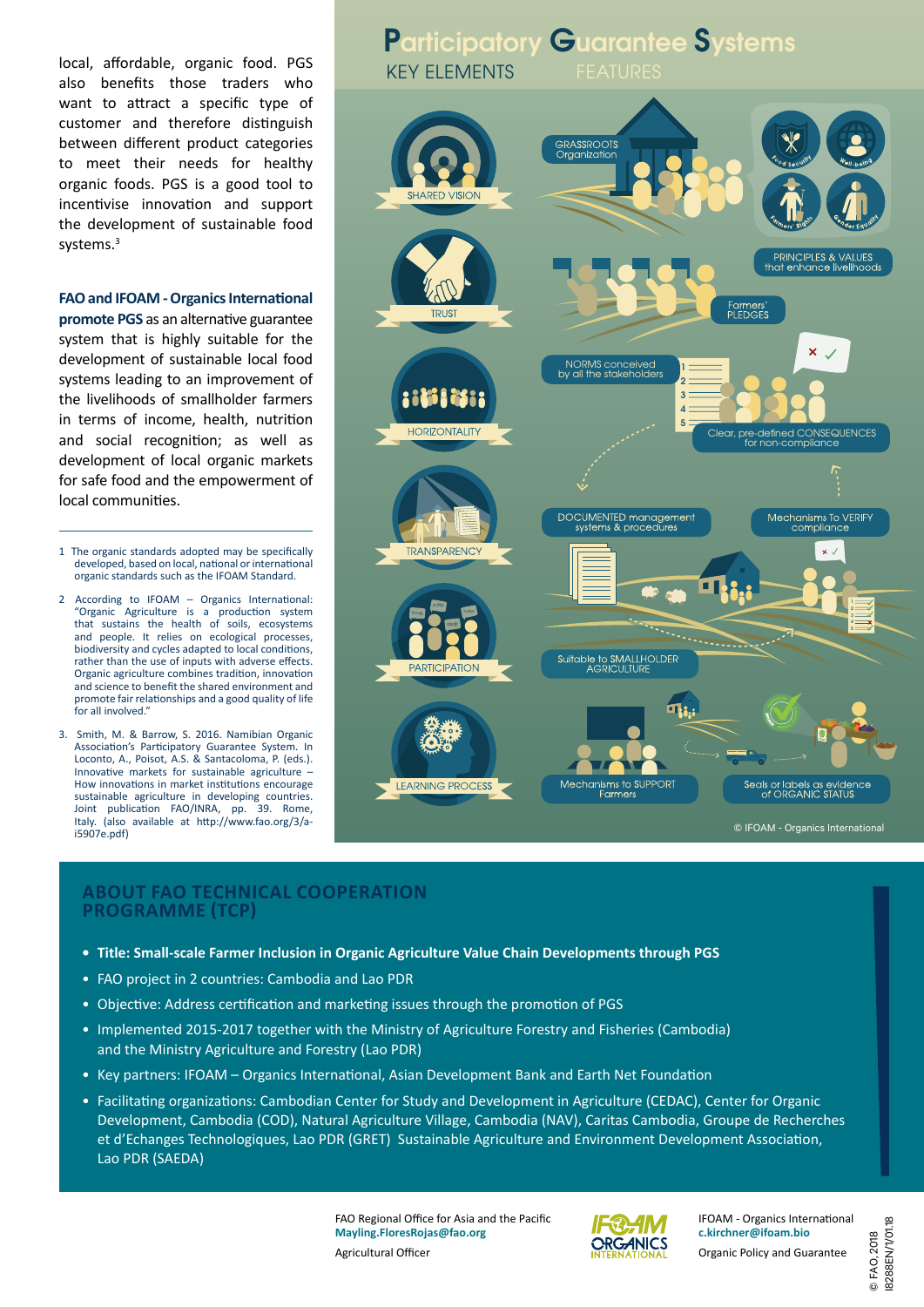local, affordable, organic food. PGS also benefits those traders who want to attract a specific type of customer and therefore distinguish between different product categories to meet their needs for healthy organic foods. PGS is a good tool to incentivise innovation and support the development of sustainable food systems.[3]

**FAO and IFOAM - Organics International promote PGS** as an alternative guarantee system that is highly suitable for the development of sustainable local food systems leading to an improvement of the livelihoods of smallholder farmers in terms of income, health, nutrition and social recognition; as well as development of local organic markets for safe food and the empowerment of local communities.

1 The organic standards adopted may be specifically developed, based on local, national or international organic standards such as the IFOAM Standard.

2 According to IFOAM – Organics International: "Organic Agriculture is a production system that sustains the health of soils, ecosystems and people. It relies on ecological processes, biodiversity and cycles adapted to local conditions, rather than the use of inputs with adverse effects. Organic agriculture combines tradition, innovation and science to benefit the shared environment and promote fair relationships and a good quality of life for all involved."

3. Smith, M. & Barrow, S. 2016. Namibian Organic Association's Participatory Guarantee System. In Loconto, A., Poisot, A.S. & Santacoloma, P. (eds.). Innovative markets for sustainable agriculture – How innovations in market institutions encourage sustainable agriculture in developing countries. Joint publication FAO/INRA, pp. 39. Rome, Italy. (also available at http://www.fao.org/3/a-i5907e.pdf)

## Participatory Guarantee Systems

KEY ELEMENTS FEATURES

SHARED VISION
TRUST
HORIZONTALITY
TRANSPARENCY
PARTICIPATION
LEARNING PROCESS

GRASSROOTS Organization
Food Security
Well-being
Farmers' Rights
Gender Equality
PRINCIPLES & VALUES that enhance livelihoods
Farmers' PLEDGES
NORMS conceived by all the stakeholders
Clear, pre-defined CONSEQUENCES for non-compliance
DOCUMENTED management systems & procedures
Mechanisms To VERIFY compliance
Suitable to SMALLHOLDER AGRICULTURE
Mechanisms to SUPPORT Farmers
Seals or labels as evidence of ORGANIC STATUS

© IFOAM - Organics International

## ABOUT FAO TECHNICAL COOPERATION PROGRAMME (TCP)

- **Title: Small-scale Farmer Inclusion in Organic Agriculture Value Chain Developments through PGS**
- FAO project in 2 countries: Cambodia and Lao PDR
- Objective: Address certification and marketing issues through the promotion of PGS
- Implemented 2015-2017 together with the Ministry of Agriculture Forestry and Fisheries (Cambodia) and the Ministry Agriculture and Forestry (Lao PDR)
- Key partners: IFOAM – Organics International, Asian Development Bank and Earth Net Foundation
- Facilitating organizations: Cambodian Center for Study and Development in Agriculture (CEDAC), Center for Organic Development, Cambodia (COD), Natural Agriculture Village, Cambodia (NAV), Caritas Cambodia, Groupe de Recherches et d'Echanges Technologiques, Lao PDR (GRET) Sustainable Agriculture and Environment Development Association, Lao PDR (SAEDA)

FAO Regional Office for Asia and the Pacific
**Mayling.FloresRojas@fao.org**
Agricultural Officer

IFOAM - Organics International
**c.kirchner@ifoam.bio**
Organic Policy and Guarantee

© FAO, 2018
I8288EN/1/01.18